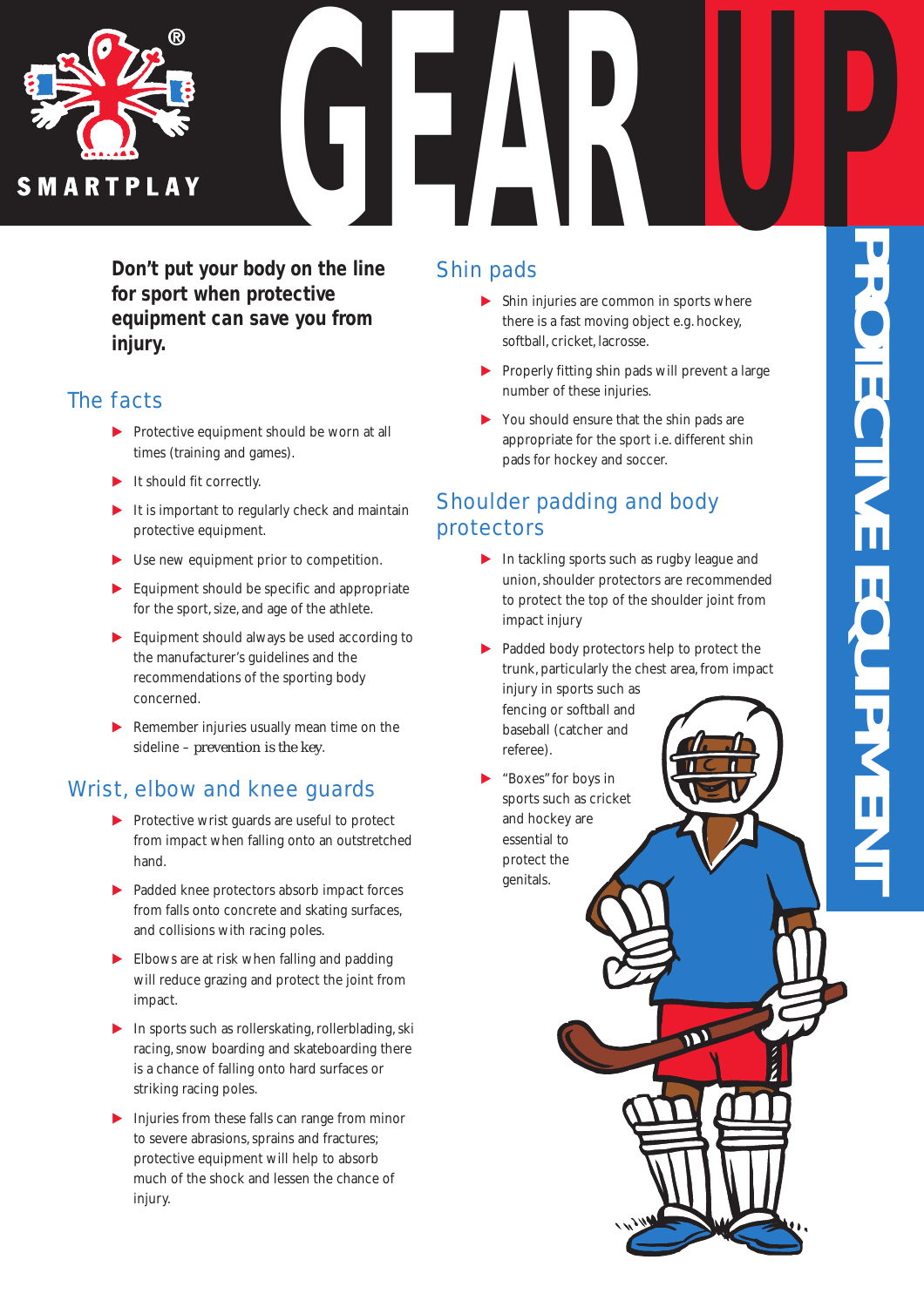SMARTPLAY

# GEAR UP

## PROTECTIVE EQUIPMENT

**Don't put your body on the line for sport when protective equipment can save you from injury.**

## The facts

- Protective equipment should be worn at all times (training and games).
- It should fit correctly.
- It is important to regularly check and maintain protective equipment.
- Use new equipment prior to competition.
- Equipment should be specific and appropriate for the sport, size, and age of the athlete.
- Equipment should always be used according to the manufacturer's guidelines and the recommendations of the sporting body concerned.
- Remember injuries usually mean time on the sideline – prevention is the key.

## Wrist, elbow and knee guards

- Protective wrist guards are useful to protect from impact when falling onto an outstretched hand.
- Padded knee protectors absorb impact forces from falls onto concrete and skating surfaces, and collisions with racing poles.
- Elbows are at risk when falling and padding will reduce grazing and protect the joint from impact.
- In sports such as rollerskating, rollerblading, ski racing, snow boarding and skateboarding there is a chance of falling onto hard surfaces or striking racing poles.
- Injuries from these falls can range from minor to severe abrasions, sprains and fractures; protective equipment will help to absorb much of the shock and lessen the chance of injury.

## Shin pads

- Shin injuries are common in sports where there is a fast moving object e.g. hockey, softball, cricket, lacrosse.
- Properly fitting shin pads will prevent a large number of these injuries.
- You should ensure that the shin pads are appropriate for the sport i.e. different shin pads for hockey and soccer.

## Shoulder padding and body protectors

- In tackling sports such as rugby league and union, shoulder protectors are recommended to protect the top of the shoulder joint from impact injury
- Padded body protectors help to protect the trunk, particularly the chest area, from impact injury in sports such as fencing or softball and baseball (catcher and referee).
- "Boxes" for boys in sports such as cricket and hockey are essential to protect the genitals.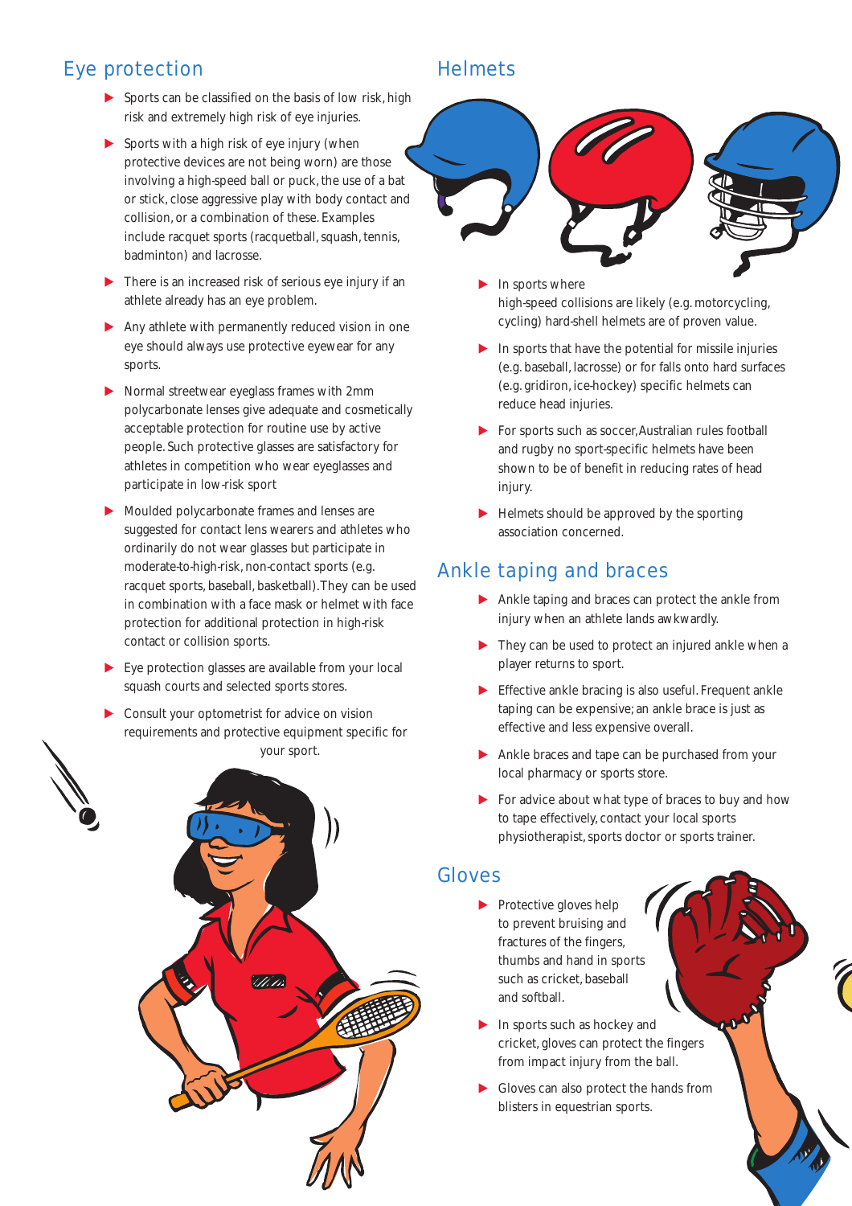## Eye protection

- Sports can be classified on the basis of low risk, high risk and extremely high risk of eye injuries.
- Sports with a high risk of eye injury (when protective devices are not being worn) are those involving a high-speed ball or puck, the use of a bat or stick, close aggressive play with body contact and collision, or a combination of these. Examples include racquet sports (racquetball, squash, tennis, badminton) and lacrosse.
- There is an increased risk of serious eye injury if an athlete already has an eye problem.
- Any athlete with permanently reduced vision in one eye should always use protective eyewear for any sports.
- Normal streetwear eyeglass frames with 2mm polycarbonate lenses give adequate and cosmetically acceptable protection for routine use by active people. Such protective glasses are satisfactory for athletes in competition who wear eyeglasses and participate in low-risk sport
- Moulded polycarbonate frames and lenses are suggested for contact lens wearers and athletes who ordinarily do not wear glasses but participate in moderate-to-high-risk, non-contact sports (e.g. racquet sports, baseball, basketball). They can be used in combination with a face mask or helmet with face protection for additional protection in high-risk contact or collision sports.
- Eye protection glasses are available from your local squash courts and selected sports stores.
- Consult your optometrist for advice on vision requirements and protective equipment specific for your sport.

## Helmets

- In sports where high-speed collisions are likely (e.g. motorcycling, cycling) hard-shell helmets are of proven value.
- In sports that have the potential for missile injuries (e.g. baseball, lacrosse) or for falls onto hard surfaces (e.g. gridiron, ice-hockey) specific helmets can reduce head injuries.
- For sports such as soccer, Australian rules football and rugby no sport-specific helmets have been shown to be of benefit in reducing rates of head injury.
- Helmets should be approved by the sporting association concerned.

## Ankle taping and braces

- Ankle taping and braces can protect the ankle from injury when an athlete lands awkwardly.
- They can be used to protect an injured ankle when a player returns to sport.
- Effective ankle bracing is also useful. Frequent ankle taping can be expensive; an ankle brace is just as effective and less expensive overall.
- Ankle braces and tape can be purchased from your local pharmacy or sports store.
- For advice about what type of braces to buy and how to tape effectively, contact your local sports physiotherapist, sports doctor or sports trainer.

## Gloves

- Protective gloves help to prevent bruising and fractures of the fingers, thumbs and hand in sports such as cricket, baseball and softball.
- In sports such as hockey and cricket, gloves can protect the fingers from impact injury from the ball.
- Gloves can also protect the hands from blisters in equestrian sports.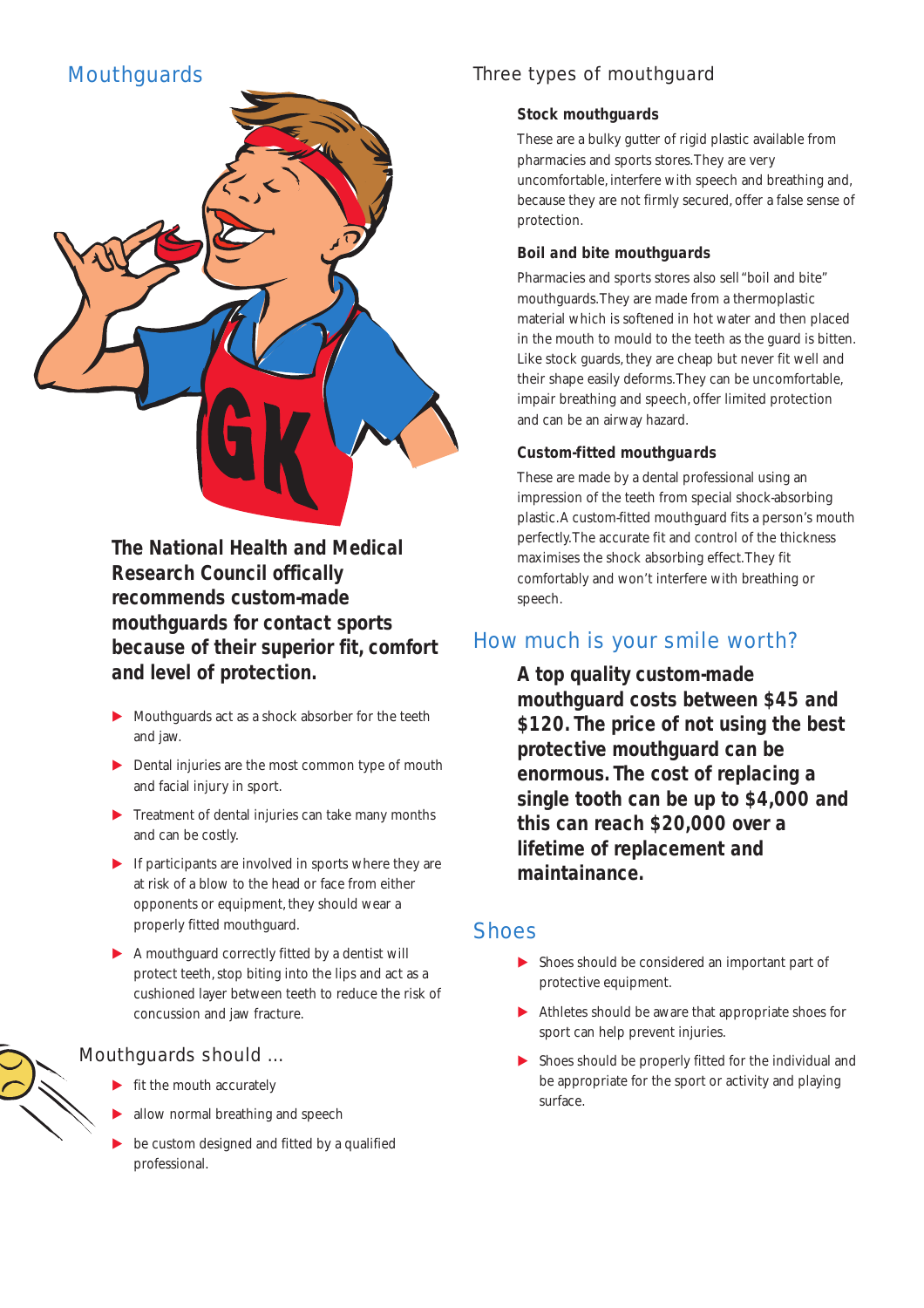## Mouthguards

**The National Health and Medical Research Council offically recommends custom-made mouthguards for contact sports because of their superior fit, comfort and level of protection.**

- Mouthguards act as a shock absorber for the teeth and jaw.
- Dental injuries are the most common type of mouth and facial injury in sport.
- Treatment of dental injuries can take many months and can be costly.
- If participants are involved in sports where they are at risk of a blow to the head or face from either opponents or equipment, they should wear a properly fitted mouthguard.
- A mouthguard correctly fitted by a dentist will protect teeth, stop biting into the lips and act as a cushioned layer between teeth to reduce the risk of concussion and jaw fracture.

### Mouthguards should ...

- fit the mouth accurately
- allow normal breathing and speech
- be custom designed and fitted by a qualified professional.

## Three types of mouthguard

### Stock mouthguards

These are a bulky gutter of rigid plastic available from pharmacies and sports stores. They are very uncomfortable, interfere with speech and breathing and, because they are not firmly secured, offer a false sense of protection.

### Boil and bite mouthguards

Pharmacies and sports stores also sell "boil and bite" mouthguards. They are made from a thermoplastic material which is softened in hot water and then placed in the mouth to mould to the teeth as the guard is bitten. Like stock guards, they are cheap but never fit well and their shape easily deforms. They can be uncomfortable, impair breathing and speech, offer limited protection and can be an airway hazard.

### Custom-fitted mouthguards

These are made by a dental professional using an impression of the teeth from special shock-absorbing plastic. A custom-fitted mouthguard fits a person's mouth perfectly. The accurate fit and control of the thickness maximises the shock absorbing effect. They fit comfortably and won't interfere with breathing or speech.

## How much is your smile worth?

**A top quality custom-made mouthguard costs between $45 and $120. The price of not using the best protective mouthguard can be enormous. The cost of replacing a single tooth can be up to $4,000 and this can reach $20,000 over a lifetime of replacement and maintainance.**

## Shoes

- Shoes should be considered an important part of protective equipment.
- Athletes should be aware that appropriate shoes for sport can help prevent injuries.
- Shoes should be properly fitted for the individual and be appropriate for the sport or activity and playing surface.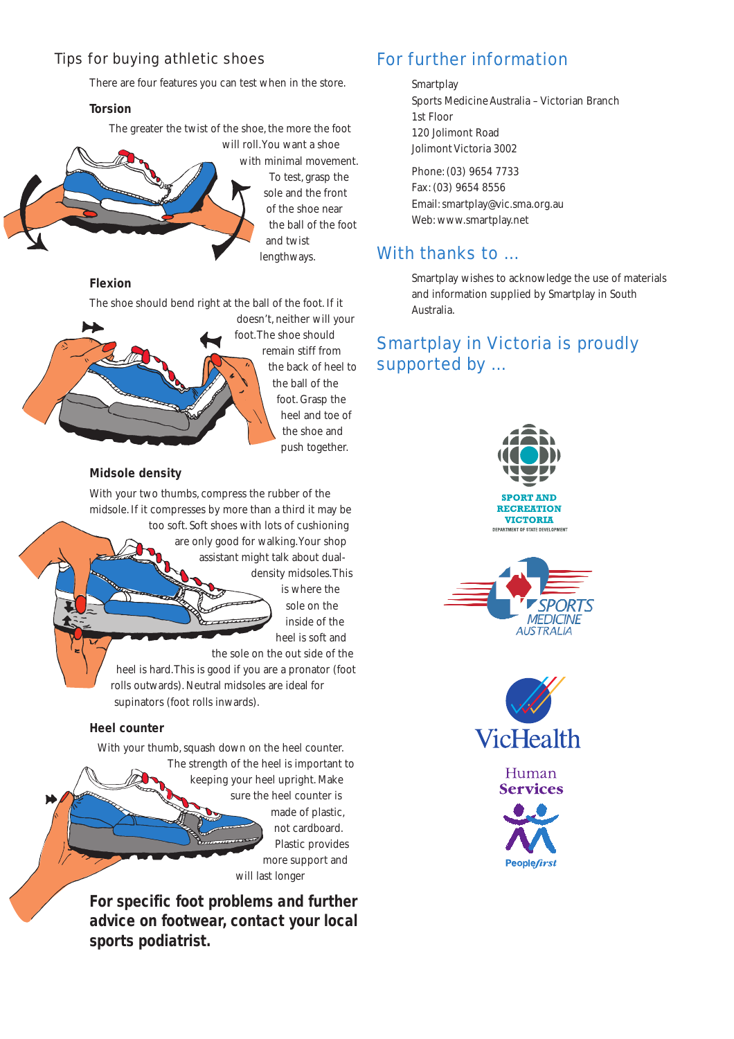## Tips for buying athletic shoes

There are four features you can test when in the store.

### Torsion

The greater the twist of the shoe, the more the foot will roll. You want a shoe with minimal movement. To test, grasp the sole and the front of the shoe near the ball of the foot and twist lengthways.

### Flexion

The shoe should bend right at the ball of the foot. If it doesn't, neither will your foot. The shoe should remain stiff from the back of heel to the ball of the foot. Grasp the heel and toe of the shoe and push together.

### Midsole density

With your two thumbs, compress the rubber of the midsole. If it compresses by more than a third it may be too soft. Soft shoes with lots of cushioning are only good for walking. Your shop assistant might talk about dual-density midsoles. This is where the sole on the inside of the heel is soft and the sole on the out side of the heel is hard. This is good if you are a pronator (foot rolls outwards). Neutral midsoles are ideal for supinators (foot rolls inwards).

### Heel counter

With your thumb, squash down on the heel counter. The strength of the heel is important to keeping your heel upright. Make sure the heel counter is made of plastic, not cardboard. Plastic provides more support and will last longer

**For specific foot problems and further advice on footwear, contact your local sports podiatrist.**

## For further information

Smartplay
Sports Medicine Australia – Victorian Branch
1st Floor
120 Jolimont Road
Jolimont Victoria 3002

Phone: (03) 9654 7733
Fax: (03) 9654 8556
Email: smartplay@vic.sma.org.au
Web: www.smartplay.net

## With thanks to ...

Smartplay wishes to acknowledge the use of materials and information supplied by Smartplay in South Australia.

## Smartplay in Victoria is proudly supported by ...

SPORT AND RECREATION VICTORIA
DEPARTMENT OF STATE DEVELOPMENT

SPORTS MEDICINE AUSTRALIA

VicHealth

Human Services
People*first*